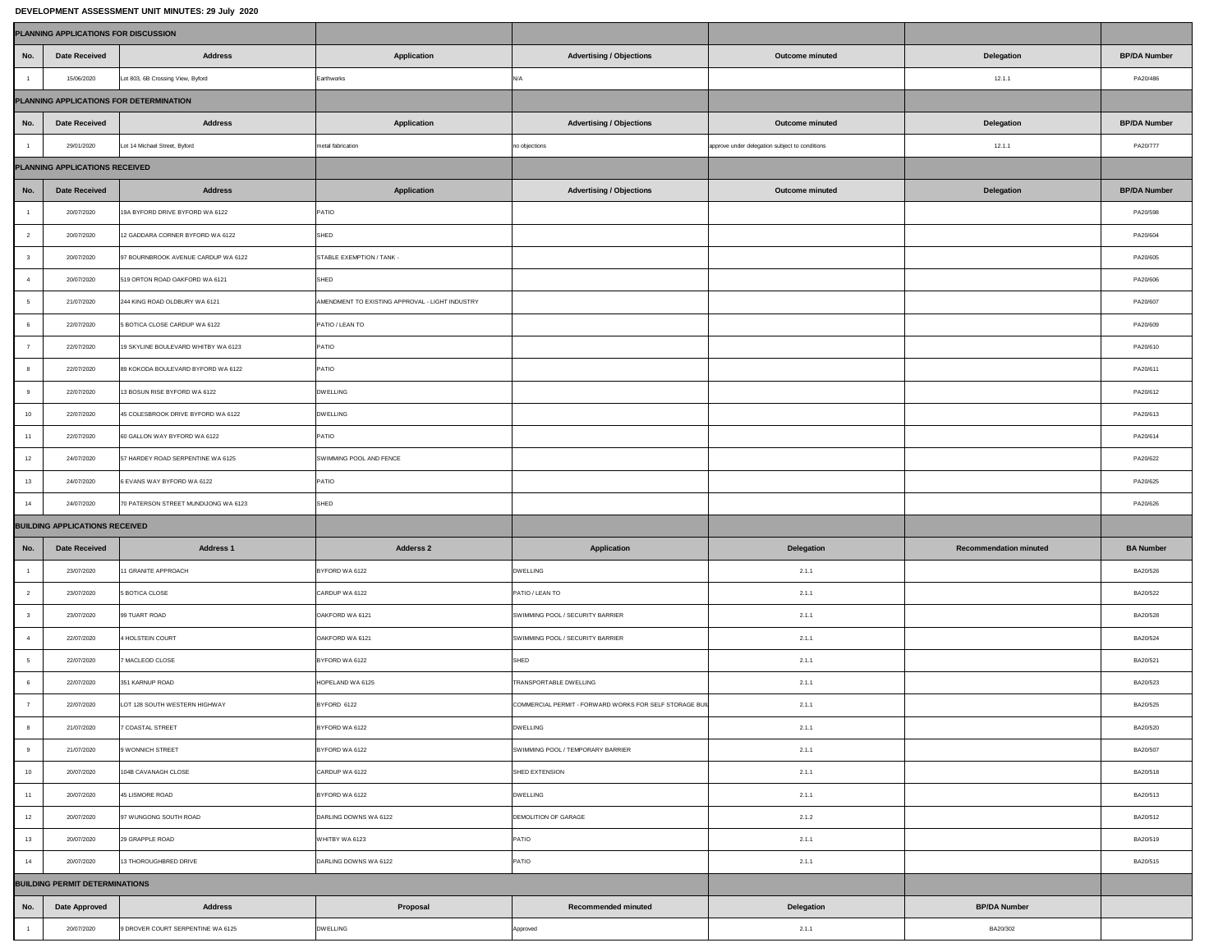**DEVELOPMENT ASSESSMENT UNIT MINUTES: 29 July 2020**

**PLANNING APPLICATIONS FOR DISCUSSION**

| No. | Date Received | Address | Application | Advertising / Objections | Outcome minuted | Delegation | BP/DA Number |
|---|---|---|---|---|---|---|---|
| 1 | 15/06/2020 | Lot 803, 6B Crossing View, Byford | Earthworks | N/A | | 12.1.1 | PA20/486 |

**PLANNING APPLICATIONS FOR DETERMINATION**

| No. | Date Received | Address | Application | Advertising / Objections | Outcome minuted | Delegation | BP/DA Number |
|---|---|---|---|---|---|---|---|
| 1 | 29/01/2020 | Lot 14 Michael Street, Byford | metal fabrication | no objections | approve under delegation subject to conditions | 12.1.1 | PA20/777 |

**PLANNING APPLICATIONS RECEIVED**

| No. | Date Received | Address | Application | Advertising / Objections | Outcome minuted | Delegation | BP/DA Number |
|---|---|---|---|---|---|---|---|
| 1 | 20/07/2020 | 19A BYFORD DRIVE BYFORD WA 6122 | PATIO | | | | PA20/598 |
| 2 | 20/07/2020 | 12 GADDARA CORNER BYFORD WA 6122 | SHED | | | | PA20/604 |
| 3 | 20/07/2020 | 97 BOURNBROOK AVENUE CARDUP WA 6122 | STABLE EXEMPTION / TANK - | | | | PA20/605 |
| 4 | 20/07/2020 | 519 ORTON ROAD OAKFORD WA 6121 | SHED | | | | PA20/606 |
| 5 | 21/07/2020 | 244 KING ROAD OLDBURY WA 6121 | AMENDMENT TO EXISTING APPROVAL - LIGHT INDUSTRY | | | | PA20/607 |
| 6 | 22/07/2020 | 5 BOTICA CLOSE CARDUP WA 6122 | PATIO / LEAN TO | | | | PA20/609 |
| 7 | 22/07/2020 | 19 SKYLINE BOULEVARD WHITBY WA 6123 | PATIO | | | | PA20/610 |
| 8 | 22/07/2020 | 89 KOKODA BOULEVARD BYFORD WA 6122 | PATIO | | | | PA20/611 |
| 9 | 22/07/2020 | 13 BOSUN RISE BYFORD WA 6122 | DWELLING | | | | PA20/612 |
| 10 | 22/07/2020 | 45 COLESBROOK DRIVE BYFORD WA 6122 | DWELLING | | | | PA20/613 |
| 11 | 22/07/2020 | 60 GALLON WAY BYFORD WA 6122 | PATIO | | | | PA20/614 |
| 12 | 24/07/2020 | 57 HARDEY ROAD SERPENTINE WA 6125 | SWIMMING POOL AND FENCE | | | | PA20/622 |
| 13 | 24/07/2020 | 6 EVANS WAY BYFORD WA 6122 | PATIO | | | | PA20/625 |
| 14 | 24/07/2020 | 70 PATERSON STREET MUNDIJONG WA 6123 | SHED | | | | PA20/626 |

**BUILDING APPLICATIONS RECEIVED**

| No. | Date Received | Address 1 | Adderss 2 | Application | Delegation | Recommendation minuted | BA Number |
|---|---|---|---|---|---|---|---|
| 1 | 23/07/2020 | 11 GRANITE APPROACH | BYFORD WA 6122 | DWELLING | 2.1.1 | | BA20/526 |
| 2 | 23/07/2020 | 5 BOTICA CLOSE | CARDUP WA 6122 | PATIO / LEAN TO | 2.1.1 | | BA20/522 |
| 3 | 23/07/2020 | 99 TUART ROAD | OAKFORD WA 6121 | SWIMMING POOL / SECURITY BARRIER | 2.1.1 | | BA20/528 |
| 4 | 22/07/2020 | 4 HOLSTEIN COURT | OAKFORD WA 6121 | SWIMMING POOL / SECURITY BARRIER | 2.1.1 | | BA20/524 |
| 5 | 22/07/2020 | 7 MACLEOD CLOSE | BYFORD WA 6122 | SHED | 2.1.1 | | BA20/521 |
| 6 | 22/07/2020 | 351 KARNUP ROAD | HOPELAND WA 6125 | TRANSPORTABLE DWELLING | 2.1.1 | | BA20/523 |
| 7 | 22/07/2020 | LOT 128 SOUTH WESTERN HIGHWAY | BYFORD 6122 | COMMERCIAL PERMIT - FORWARD WORKS FOR SELF STORAGE BUIL | 2.1.1 | | BA20/525 |
| 8 | 21/07/2020 | 7 COASTAL STREET | BYFORD WA 6122 | DWELLING | 2.1.1 | | BA20/520 |
| 9 | 21/07/2020 | 9 WONNICH STREET | BYFORD WA 6122 | SWIMMING POOL / TEMPORARY BARRIER | 2.1.1 | | BA20/507 |
| 10 | 20/07/2020 | 104B CAVANAGH CLOSE | CARDUP WA 6122 | SHED EXTENSION | 2.1.1 | | BA20/518 |
| 11 | 20/07/2020 | 45 LISMORE ROAD | BYFORD WA 6122 | DWELLING | 2.1.1 | | BA20/513 |
| 12 | 20/07/2020 | 97 WUNGONG SOUTH ROAD | DARLING DOWNS WA 6122 | DEMOLITION OF GARAGE | 2.1.2 | | BA20/512 |
| 13 | 20/07/2020 | 29 GRAPPLE ROAD | WHITBY WA 6123 | PATIO | 2.1.1 | | BA20/519 |
| 14 | 20/07/2020 | 13 THOROUGHBRED DRIVE | DARLING DOWNS WA 6122 | PATIO | 2.1.1 | | BA20/515 |

**BUILDING PERMIT DETERMINATIONS**

| No. | Date Approved | Address | Proposal | Recommended minuted | Delegation | BP/DA Number | |
|---|---|---|---|---|---|---|---|
| 1 | 20/07/2020 | 9 DROVER COURT SERPENTINE WA 6125 | DWELLING | Approved | 2.1.1 | BA20/302 | |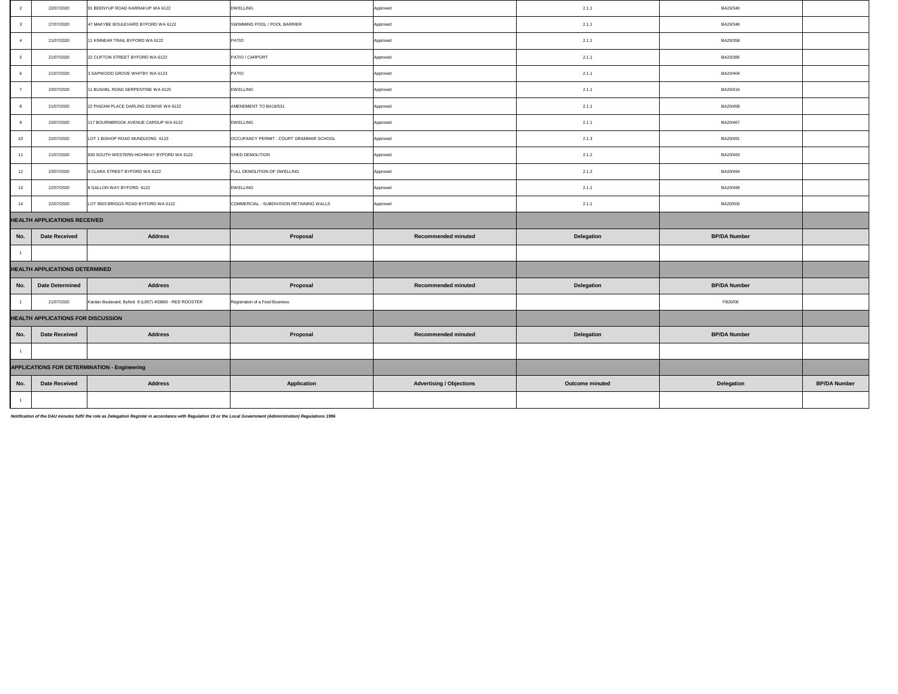| | | | | | | | |
|---|---|---|---|---|---|---|---|
| 2 | 22/07/2020 | 91 BEENYUP ROAD KARRAKUP WA 6122 | DWELLING | Approved | 2.1.1 | BA20/340 | |
| 3 | 27/07/2020 | 47 MAKYBE BOULEVARD BYFORD WA 6122 | SWIMMING POOL / POOL BARRIER | Approved | 2.1.1 | BA20/348 | |
| 4 | 21/07/2020 | 11 KINNEAR TRAIL BYFORD WA 6122 | PATIO | Approved | 2.1.1 | BA20/358 | |
| 5 | 21/07/2020 | 22 CLIFTON STREET BYFORD WA 6122 | PATIO / CARPORT | Approved | 2.1.1 | BA20/385 | |
| 6 | 21/07/2020 | 3 SAPWOOD GROVE WHITBY WA 6123 | PATIO | Approved | 2.1.1 | BA20/404 | |
| 7 | 23/07/2020 | 11 BUSHEL ROAD SERPENTINE WA 6125 | DWELLING | Approved | 2.1.1 | BA20/416 | |
| 8 | 21/07/2020 | 22 PHIZAM PLACE DARLING DOWNS WA 6122 | AMENDMENT TO BA19/531 | Approved | 2.1.1 | BA20/458 | |
| 9 | 23/07/2020 | 117 BOURNBROOK AVENUE CARDUP WA 6122 | DWELLING | Approved | 2.1.1 | BA20/467 | |
| 10 | 22/07/2020 | LOT 1 BISHOP ROAD MUNDIJONG 6123 | OCCUPANCY PERMIT - COURT GRAMMAR SCHOOL | Approved | 2.1.3 | BA20/491 | |
| 11 | 21/07/2020 | 830 SOUTH WESTERN HIGHWAY BYFORD WA 6122 | SHED DEMOLITION | Approved | 2.1.2 | BA20/493 | |
| 12 | 23/07/2020 | 9 CLARA STREET BYFORD WA 6122 | FULL DEMOLITION OF DWELLING | Approved | 2.1.2 | BA20/494 | |
| 13 | 22/07/2020 | 8 GALLON WAY BYFORD 6122 | DWELLING | Approved | 2.1.1 | BA20/499 | |
| 14 | 22/07/2020 | LOT 9503 BRIGGS ROAD BYFORD WA 6122 | COMMERCIAL - SUBDIVISION RETAINING WALLS | Approved | 2.1.1 | BA20/500 | |

**HEALTH APPLICATIONS RECEIVED**

| No. | Date Received | Address | Proposal | Recommended minuted | Delegation | BP/DA Number | |
|---|---|---|---|---|---|---|---|
| 1 | | | | | | | |

**HEALTH APPLICATIONS DETERMINED**

| No. | Date Determined | Address | Proposal | Recommended minuted | Delegation | BP/DA Number | |
|---|---|---|---|---|---|---|---|
| 1 | 21/07/2020 | Kardan Boulevard, Byford 8 (L857) 403860 - RED ROOSTER | Registration of a Food Business | | | FB20/06 | |

**HEALTH APPLICATIONS FOR DISCUSSION**

| No. | Date Received | Address | Proposal | Recommended minuted | Delegation | BP/DA Number | |
|---|---|---|---|---|---|---|---|
| 1 | | | | | | | |

**APPLICATIONS FOR DETERMINATION - Engineering**

| No. | Date Received | Address | Application | Advertising / Objections | Outcome minuted | Delegation | BP/DA Number |
|---|---|---|---|---|---|---|---|
| 1 | | | | | | | |

*Notification of the DAU minutes fulfil the role as Delegation Register in accordance with Regulation 19 or the Local Government (Administration) Regulations 1996*